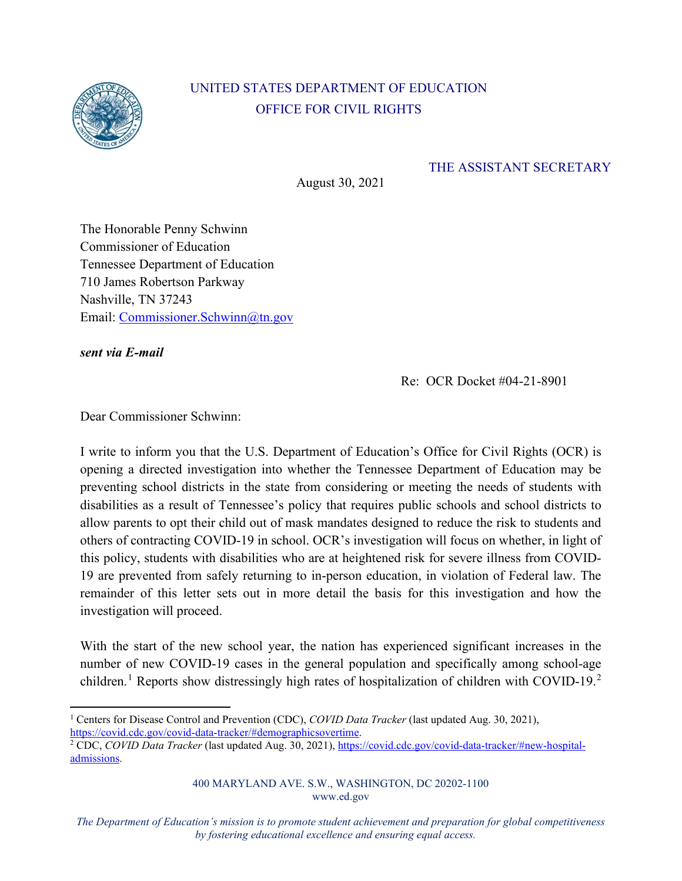UNITED STATES DEPARTMENT OF EDUCATION
OFFICE FOR CIVIL RIGHTS

THE ASSISTANT SECRETARY

August 30, 2021

The Honorable Penny Schwinn
Commissioner of Education
Tennessee Department of Education
710 James Robertson Parkway
Nashville, TN 37243
Email: Commissioner.Schwinn@tn.gov

***sent via E-mail***

Re: OCR Docket #04-21-8901

Dear Commissioner Schwinn:

I write to inform you that the U.S. Department of Education's Office for Civil Rights (OCR) is opening a directed investigation into whether the Tennessee Department of Education may be preventing school districts in the state from considering or meeting the needs of students with disabilities as a result of Tennessee's policy that requires public schools and school districts to allow parents to opt their child out of mask mandates designed to reduce the risk to students and others of contracting COVID-19 in school. OCR's investigation will focus on whether, in light of this policy, students with disabilities who are at heightened risk for severe illness from COVID-19 are prevented from safely returning to in-person education, in violation of Federal law. The remainder of this letter sets out in more detail the basis for this investigation and how the investigation will proceed.

With the start of the new school year, the nation has experienced significant increases in the number of new COVID-19 cases in the general population and specifically among school-age children.[1] Reports show distressingly high rates of hospitalization of children with COVID-19.[2]

---

[1] Centers for Disease Control and Prevention (CDC), *COVID Data Tracker* (last updated Aug. 30, 2021), https://covid.cdc.gov/covid-data-tracker/#demographicsovertime.

[2] CDC, *COVID Data Tracker* (last updated Aug. 30, 2021), https://covid.cdc.gov/covid-data-tracker/#new-hospital-admissions.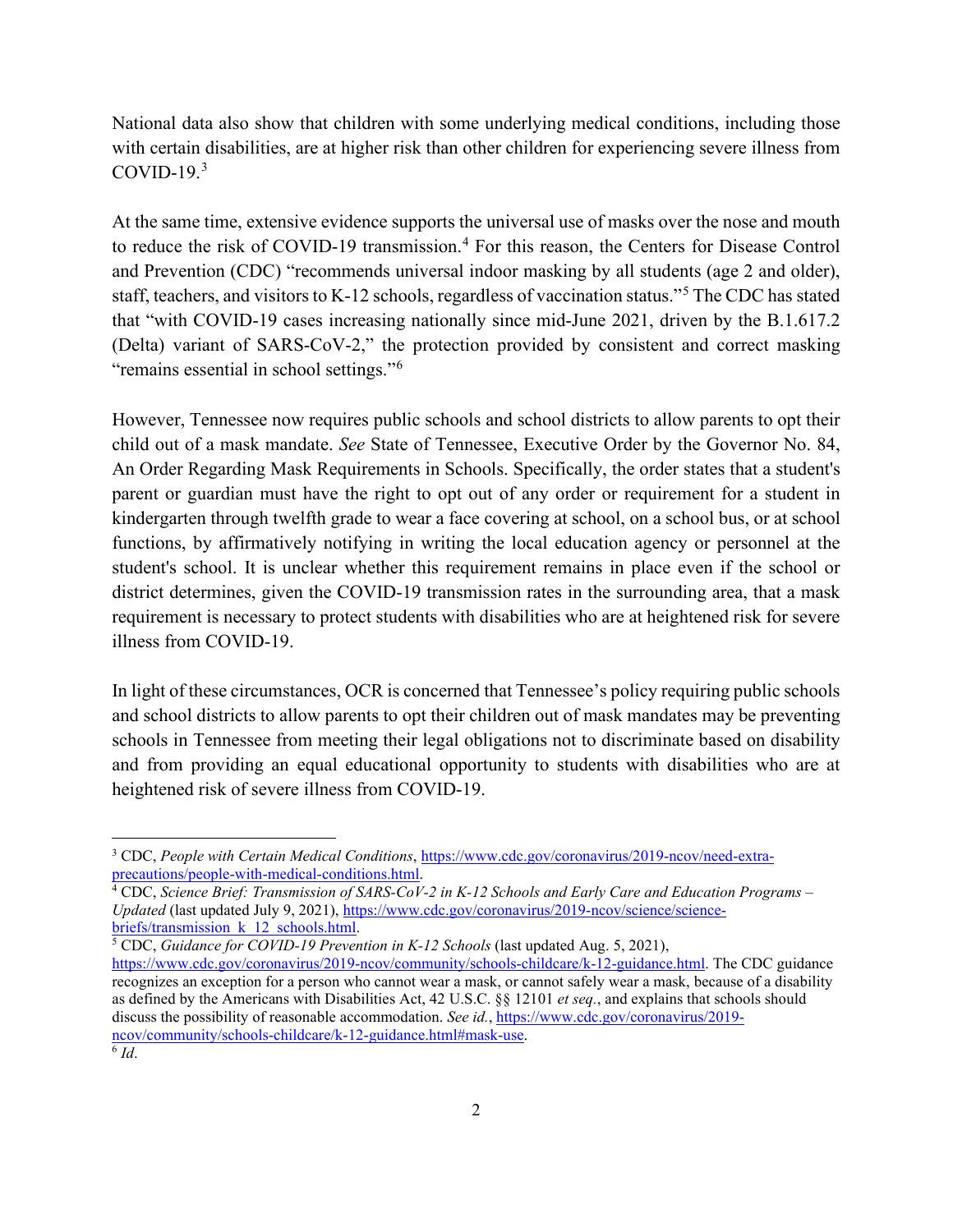National data also show that children with some underlying medical conditions, including those with certain disabilities, are at higher risk than other children for experiencing severe illness from COVID-19.[3]

At the same time, extensive evidence supports the universal use of masks over the nose and mouth to reduce the risk of COVID-19 transmission.[4] For this reason, the Centers for Disease Control and Prevention (CDC) "recommends universal indoor masking by all students (age 2 and older), staff, teachers, and visitors to K-12 schools, regardless of vaccination status."[5] The CDC has stated that "with COVID-19 cases increasing nationally since mid-June 2021, driven by the B.1.617.2 (Delta) variant of SARS-CoV-2," the protection provided by consistent and correct masking "remains essential in school settings."[6]

However, Tennessee now requires public schools and school districts to allow parents to opt their child out of a mask mandate. *See* State of Tennessee, Executive Order by the Governor No. 84, An Order Regarding Mask Requirements in Schools. Specifically, the order states that a student's parent or guardian must have the right to opt out of any order or requirement for a student in kindergarten through twelfth grade to wear a face covering at school, on a school bus, or at school functions, by affirmatively notifying in writing the local education agency or personnel at the student's school. It is unclear whether this requirement remains in place even if the school or district determines, given the COVID-19 transmission rates in the surrounding area, that a mask requirement is necessary to protect students with disabilities who are at heightened risk for severe illness from COVID-19.

In light of these circumstances, OCR is concerned that Tennessee's policy requiring public schools and school districts to allow parents to opt their children out of mask mandates may be preventing schools in Tennessee from meeting their legal obligations not to discriminate based on disability and from providing an equal educational opportunity to students with disabilities who are at heightened risk of severe illness from COVID-19.

---

[3] CDC, *People with Certain Medical Conditions*, https://www.cdc.gov/coronavirus/2019-ncov/need-extra-precautions/people-with-medical-conditions.html.

[4] CDC, *Science Brief: Transmission of SARS-CoV-2 in K-12 Schools and Early Care and Education Programs – Updated* (last updated July 9, 2021), https://www.cdc.gov/coronavirus/2019-ncov/science/science-briefs/transmission_k_12_schools.html.

[5] CDC, *Guidance for COVID-19 Prevention in K-12 Schools* (last updated Aug. 5, 2021), https://www.cdc.gov/coronavirus/2019-ncov/community/schools-childcare/k-12-guidance.html. The CDC guidance recognizes an exception for a person who cannot wear a mask, or cannot safely wear a mask, because of a disability as defined by the Americans with Disabilities Act, 42 U.S.C. §§ 12101 *et seq.*, and explains that schools should discuss the possibility of reasonable accommodation. *See id.*, https://www.cdc.gov/coronavirus/2019-ncov/community/schools-childcare/k-12-guidance.html#mask-use.

[6] *Id*.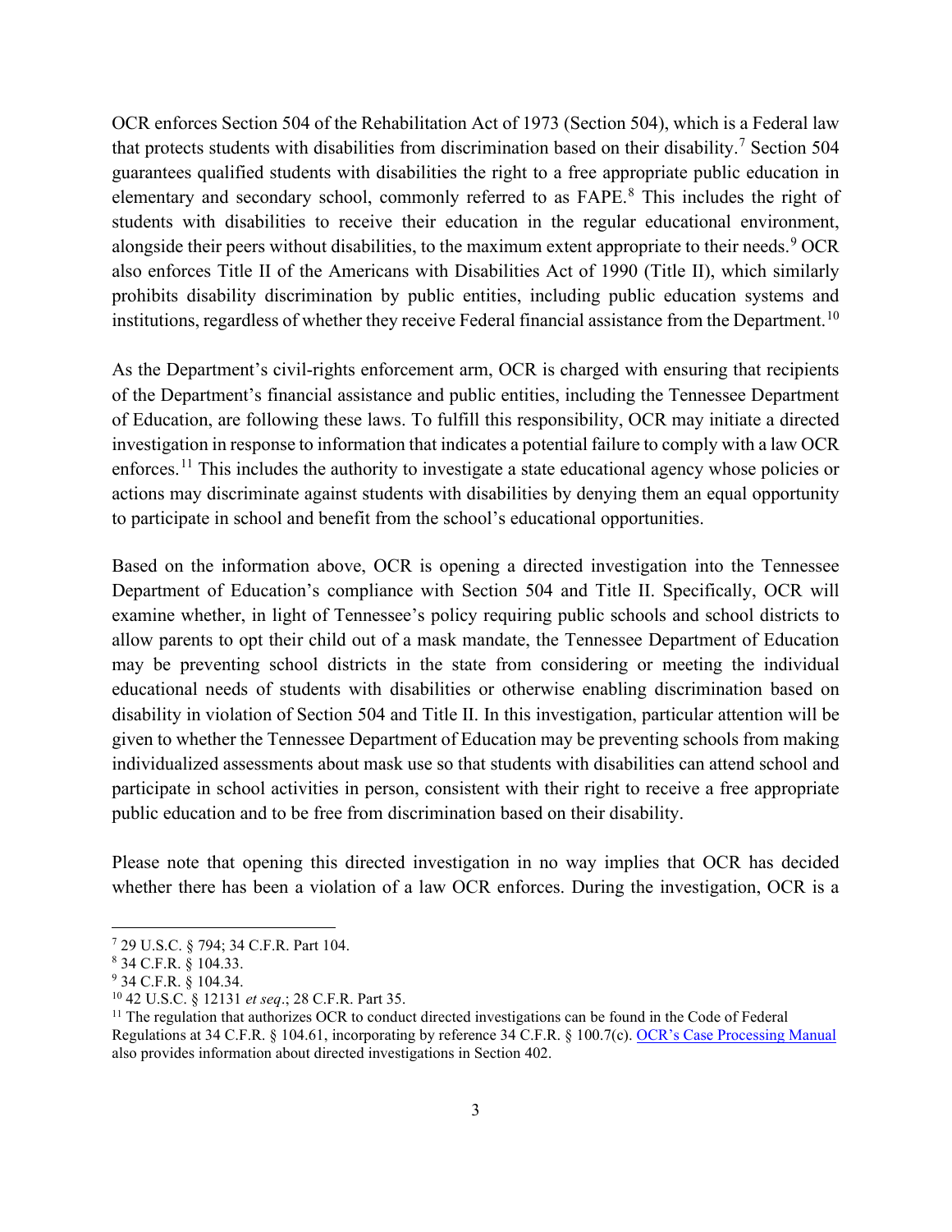OCR enforces Section 504 of the Rehabilitation Act of 1973 (Section 504), which is a Federal law that protects students with disabilities from discrimination based on their disability.[7] Section 504 guarantees qualified students with disabilities the right to a free appropriate public education in elementary and secondary school, commonly referred to as FAPE.[8] This includes the right of students with disabilities to receive their education in the regular educational environment, alongside their peers without disabilities, to the maximum extent appropriate to their needs.[9] OCR also enforces Title II of the Americans with Disabilities Act of 1990 (Title II), which similarly prohibits disability discrimination by public entities, including public education systems and institutions, regardless of whether they receive Federal financial assistance from the Department.[10]

As the Department's civil-rights enforcement arm, OCR is charged with ensuring that recipients of the Department's financial assistance and public entities, including the Tennessee Department of Education, are following these laws. To fulfill this responsibility, OCR may initiate a directed investigation in response to information that indicates a potential failure to comply with a law OCR enforces.[11] This includes the authority to investigate a state educational agency whose policies or actions may discriminate against students with disabilities by denying them an equal opportunity to participate in school and benefit from the school's educational opportunities.

Based on the information above, OCR is opening a directed investigation into the Tennessee Department of Education's compliance with Section 504 and Title II. Specifically, OCR will examine whether, in light of Tennessee's policy requiring public schools and school districts to allow parents to opt their child out of a mask mandate, the Tennessee Department of Education may be preventing school districts in the state from considering or meeting the individual educational needs of students with disabilities or otherwise enabling discrimination based on disability in violation of Section 504 and Title II. In this investigation, particular attention will be given to whether the Tennessee Department of Education may be preventing schools from making individualized assessments about mask use so that students with disabilities can attend school and participate in school activities in person, consistent with their right to receive a free appropriate public education and to be free from discrimination based on their disability.

Please note that opening this directed investigation in no way implies that OCR has decided whether there has been a violation of a law OCR enforces. During the investigation, OCR is a

---

[7] 29 U.S.C. § 794; 34 C.F.R. Part 104.

[8] 34 C.F.R. § 104.33.

[9] 34 C.F.R. § 104.34.

[10] 42 U.S.C. § 12131 *et seq*.; 28 C.F.R. Part 35.

[11] The regulation that authorizes OCR to conduct directed investigations can be found in the Code of Federal Regulations at 34 C.F.R. § 104.61, incorporating by reference 34 C.F.R. § 100.7(c). OCR's Case Processing Manual also provides information about directed investigations in Section 402.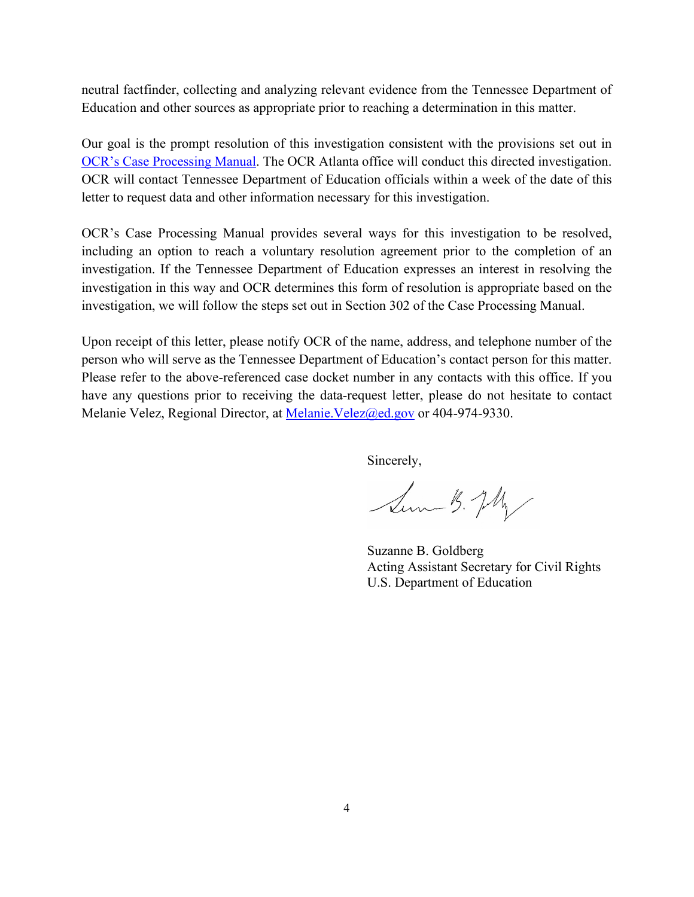neutral factfinder, collecting and analyzing relevant evidence from the Tennessee Department of Education and other sources as appropriate prior to reaching a determination in this matter.

Our goal is the prompt resolution of this investigation consistent with the provisions set out in [OCR's Case Processing Manual](). The OCR Atlanta office will conduct this directed investigation. OCR will contact Tennessee Department of Education officials within a week of the date of this letter to request data and other information necessary for this investigation.

OCR's Case Processing Manual provides several ways for this investigation to be resolved, including an option to reach a voluntary resolution agreement prior to the completion of an investigation. If the Tennessee Department of Education expresses an interest in resolving the investigation in this way and OCR determines this form of resolution is appropriate based on the investigation, we will follow the steps set out in Section 302 of the Case Processing Manual.

Upon receipt of this letter, please notify OCR of the name, address, and telephone number of the person who will serve as the Tennessee Department of Education's contact person for this matter. Please refer to the above-referenced case docket number in any contacts with this office. If you have any questions prior to receiving the data-request letter, please do not hesitate to contact Melanie Velez, Regional Director, at Melanie.Velez@ed.gov or 404-974-9330.

Sincerely,

Suzanne B. Goldberg
Acting Assistant Secretary for Civil Rights
U.S. Department of Education